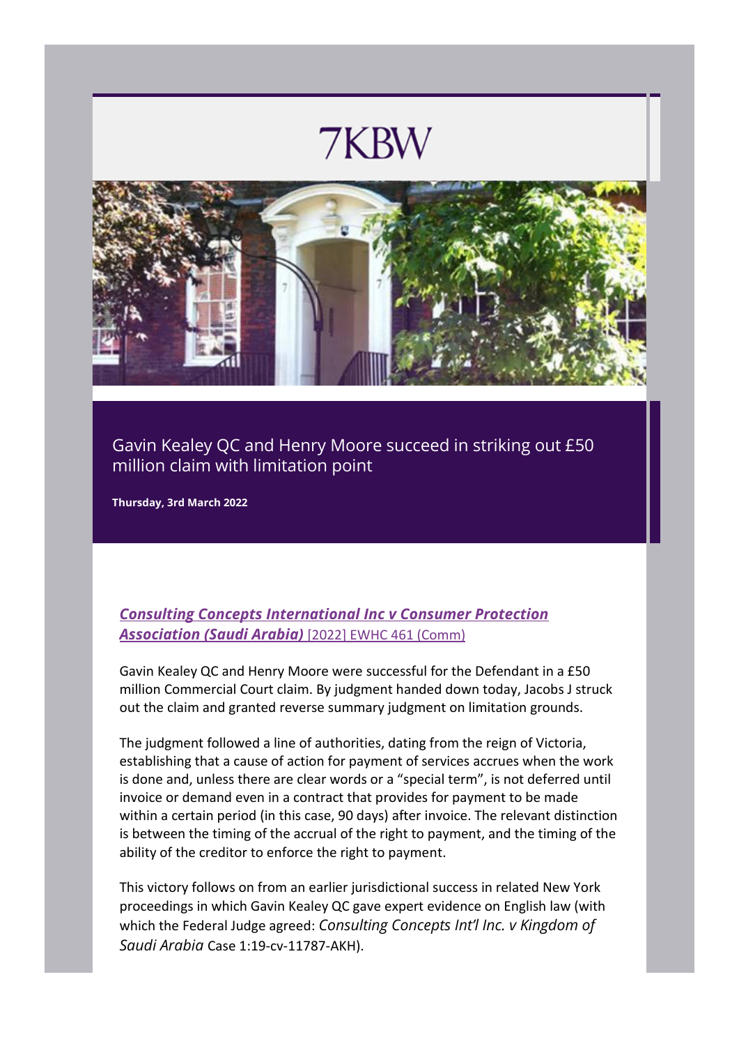# 7KBW

## Gavin Kealey QC and Henry Moore succeed in striking out £50 million claim with limitation point

**Thursday, 3rd March 2022**

***Consulting Concepts International Inc v Consumer Protection Association (Saudi Arabia)*** [2022] EWHC 461 (Comm)

Gavin Kealey QC and Henry Moore were successful for the Defendant in a £50 million Commercial Court claim. By judgment handed down today, Jacobs J struck out the claim and granted reverse summary judgment on limitation grounds.

The judgment followed a line of authorities, dating from the reign of Victoria, establishing that a cause of action for payment of services accrues when the work is done and, unless there are clear words or a "special term", is not deferred until invoice or demand even in a contract that provides for payment to be made within a certain period (in this case, 90 days) after invoice. The relevant distinction is between the timing of the accrual of the right to payment, and the timing of the ability of the creditor to enforce the right to payment.

This victory follows on from an earlier jurisdictional success in related New York proceedings in which Gavin Kealey QC gave expert evidence on English law (with which the Federal Judge agreed: *Consulting Concepts Int'l Inc. v Kingdom of Saudi Arabia* Case 1:19-cv-11787-AKH).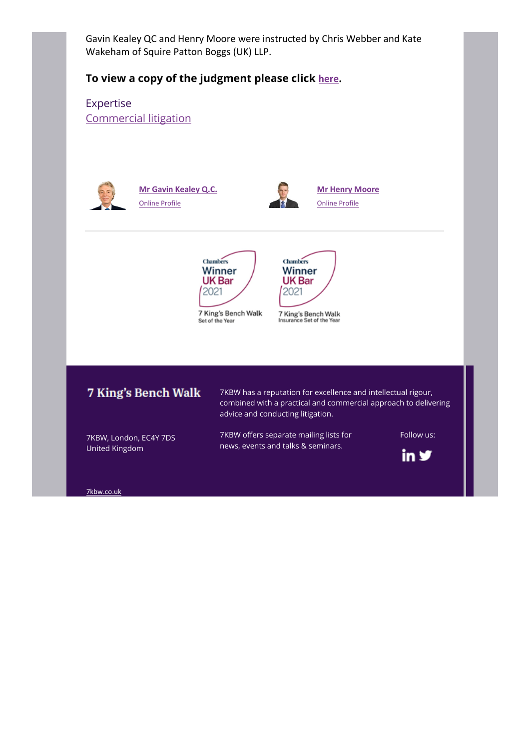Gavin Kealey QC and Henry Moore were instructed by Chris Webber and Kate Wakeham of Squire Patton Boggs (UK) LLP.

**To view a copy of the judgment please click here.**

Expertise

Commercial litigation

**Mr Gavin Kealey Q.C.**

Online Profile

**Mr Henry Moore**

Online Profile

Chambers Winner UK Bar 2021

7 King's Bench Walk
Set of the Year

Chambers Winner UK Bar 2021

7 King's Bench Walk
Insurance Set of the Year

**7 King's Bench Walk**

7KBW has a reputation for excellence and intellectual rigour, combined with a practical and commercial approach to delivering advice and conducting litigation.

7KBW, London, EC4Y 7DS
United Kingdom

7KBW offers separate mailing lists for news, events and talks & seminars.

Follow us:

7kbw.co.uk